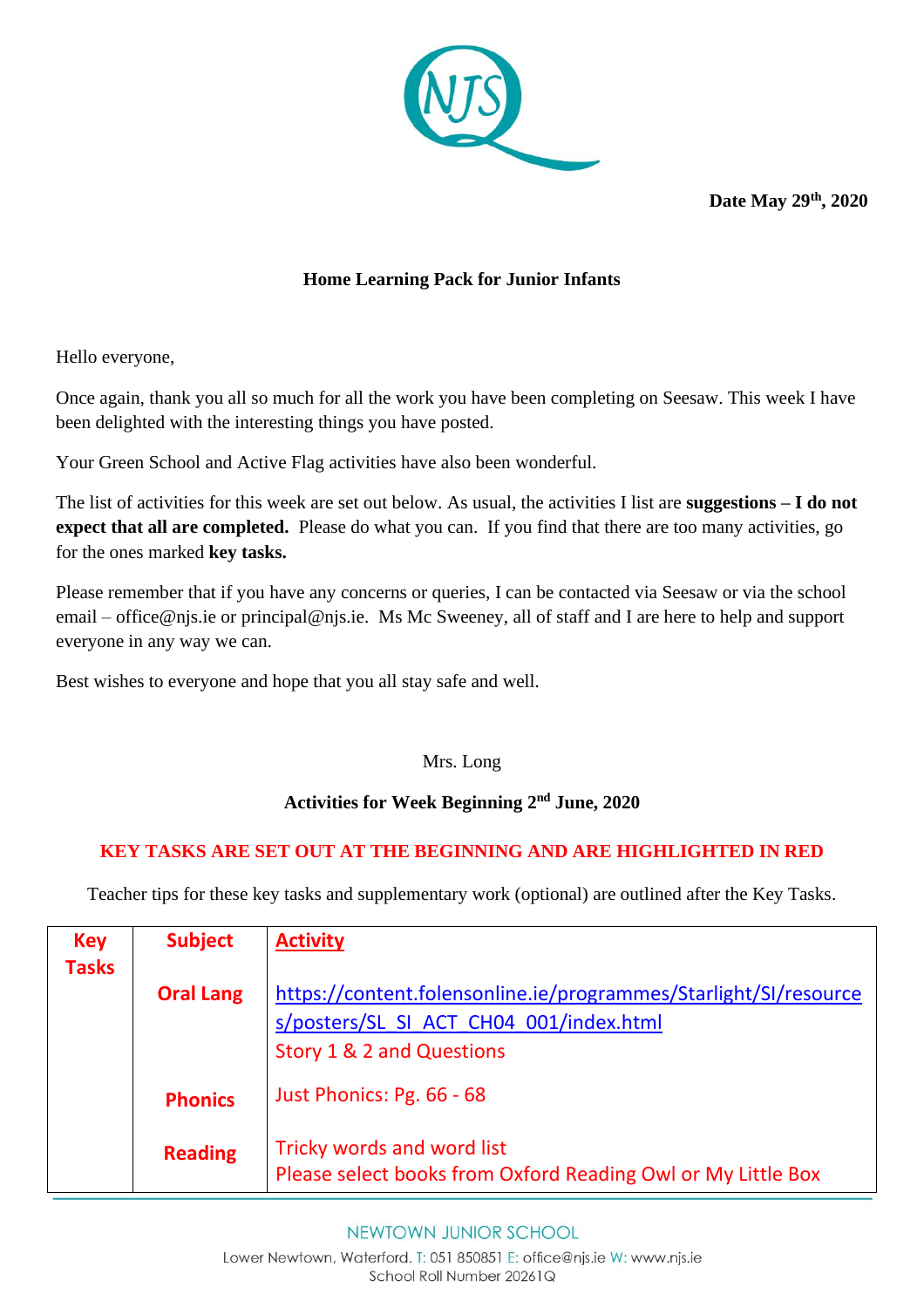Date May 29th, 2020

## Home Learning Pack for Junior Infants

Hello everyone,

Once again, thank you all so much for all the work you have been completing on Seesaw. This week I have been delighted with the interesting things you have posted.

Your Green School and Active Flag activities have also been wonderful.

The list of activities for this week are set out below. As usual, the activities I list are **suggestions – I do not expect that all are completed.** Please do what you can. If you find that there are too many activities, go for the ones marked **key tasks.**

Please remember that if you have any concerns or queries, I can be contacted via Seesaw or via the school email – office@njs.ie or principal@njs.ie. Ms Mc Sweeney, all of staff and I are here to help and support everyone in any way we can.

Best wishes to everyone and hope that you all stay safe and well.

Mrs. Long

### Activities for Week Beginning 2nd June, 2020

**KEY TASKS ARE SET OUT AT THE BEGINNING AND ARE HIGHLIGHTED IN RED**

Teacher tips for these key tasks and supplementary work (optional) are outlined after the Key Tasks.

| Key Tasks | Subject | Activity |
|---|---|---|
| | Oral Lang | https://content.folensonline.ie/programmes/Starlight/SI/resources/posters/SL_SI_ACT_CH04_001/index.html<br>Story 1 & 2 and Questions |
| | Phonics | Just Phonics: Pg. 66 - 68 |
| | Reading | Tricky words and word list<br>Please select books from Oxford Reading Owl or My Little Box |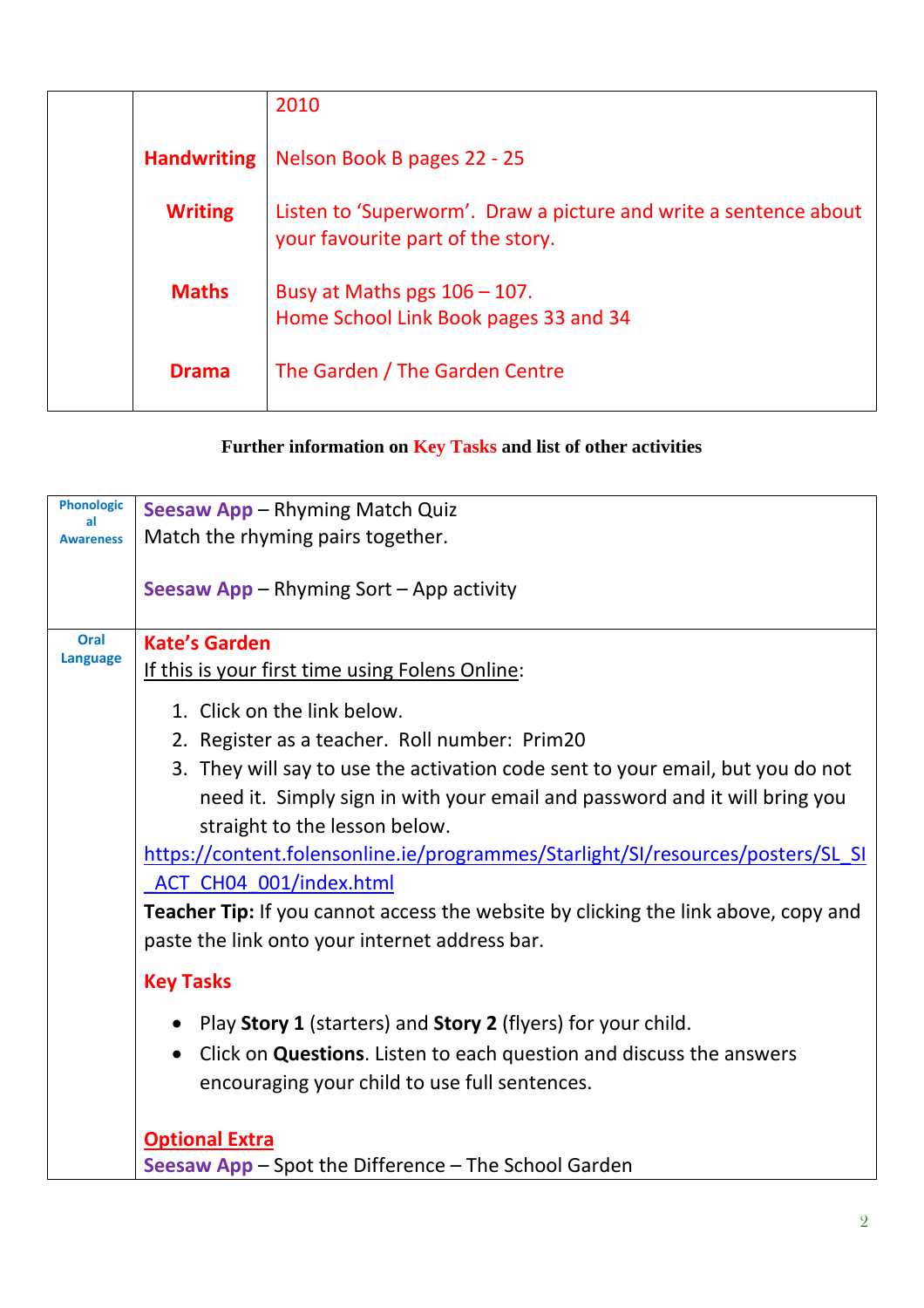|  |  |  |
|---|---|---|
|  |  | 2010 |
|  | **Handwriting** | Nelson Book B pages 22 - 25 |
|  | **Writing** | Listen to 'Superworm'. Draw a picture and write a sentence about your favourite part of the story. |
|  | **Maths** | Busy at Maths pgs 106 – 107.<br>Home School Link Book pages 33 and 34 |
|  | **Drama** | The Garden / The Garden Centre |

**Further information on Key Tasks and list of other activities**

| | |
|---|---|
| **Phonological Awareness** | **Seesaw App** – Rhyming Match Quiz<br>Match the rhyming pairs together.<br><br>**Seesaw App** – Rhyming Sort – App activity |
| **Oral Language** | **Kate's Garden**<br>If this is your first time using Folens Online:<br>1. Click on the link below.<br>2. Register as a teacher. Roll number: Prim20<br>3. They will say to use the activation code sent to your email, but you do not need it. Simply sign in with your email and password and it will bring you straight to the lesson below.<br>https://content.folensonline.ie/programmes/Starlight/SI/resources/posters/SL_SI_ACT_CH04_001/index.html<br>**Teacher Tip:** If you cannot access the website by clicking the link above, copy and paste the link onto your internet address bar.<br><br>**Key Tasks**<br>• Play **Story 1** (starters) and **Story 2** (flyers) for your child.<br>• Click on **Questions**. Listen to each question and discuss the answers encouraging your child to use full sentences.<br><br>**Optional Extra**<br>**Seesaw App** – Spot the Difference – The School Garden |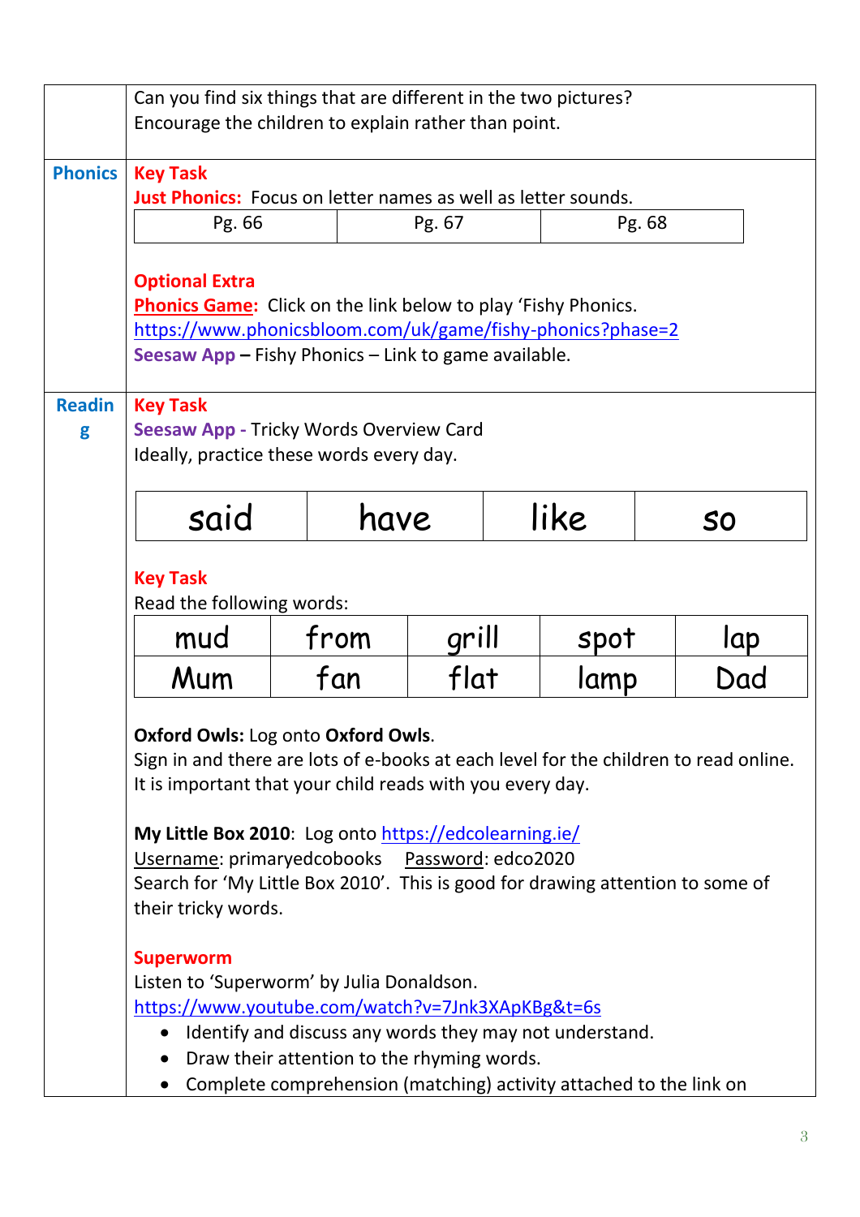| | |
|---|---|
| | Can you find six things that are different in the two pictures? Encourage the children to explain rather than point. |
| **Phonics** | **Key Task**<br>**Just Phonics:** Focus on letter names as well as letter sounds.<br>Pg. 66 \| Pg. 67 \| Pg. 68<br><br>**Optional Extra**<br>**Phonics Game:** Click on the link below to play 'Fishy Phonics.<br>https://www.phonicsbloom.com/uk/game/fishy-phonics?phase=2<br>**Seesaw App** – Fishy Phonics – Link to game available. |
| **Reading** | **Key Task**<br>**Seesaw App** - Tricky Words Overview Card<br>Ideally, practice these words every day.<br><br>said \| have \| like \| so<br><br>**Key Task**<br>Read the following words:<br>mud \| from \| grill \| spot \| lap<br>Mum \| fan \| flat \| lamp \| Dad<br><br>**Oxford Owls:** Log onto **Oxford Owls**.<br>Sign in and there are lots of e-books at each level for the children to read online. It is important that your child reads with you every day.<br><br>**My Little Box 2010**: Log onto https://edcolearning.ie/<br>Username: primaryedcobooks Password: edco2020<br>Search for 'My Little Box 2010'. This is good for drawing attention to some of their tricky words.<br><br>**Superworm**<br>Listen to 'Superworm' by Julia Donaldson.<br>https://www.youtube.com/watch?v=7Jnk3XApKBg&t=6s<br>• Identify and discuss any words they may not understand.<br>• Draw their attention to the rhyming words.<br>• Complete comprehension (matching) activity attached to the link on |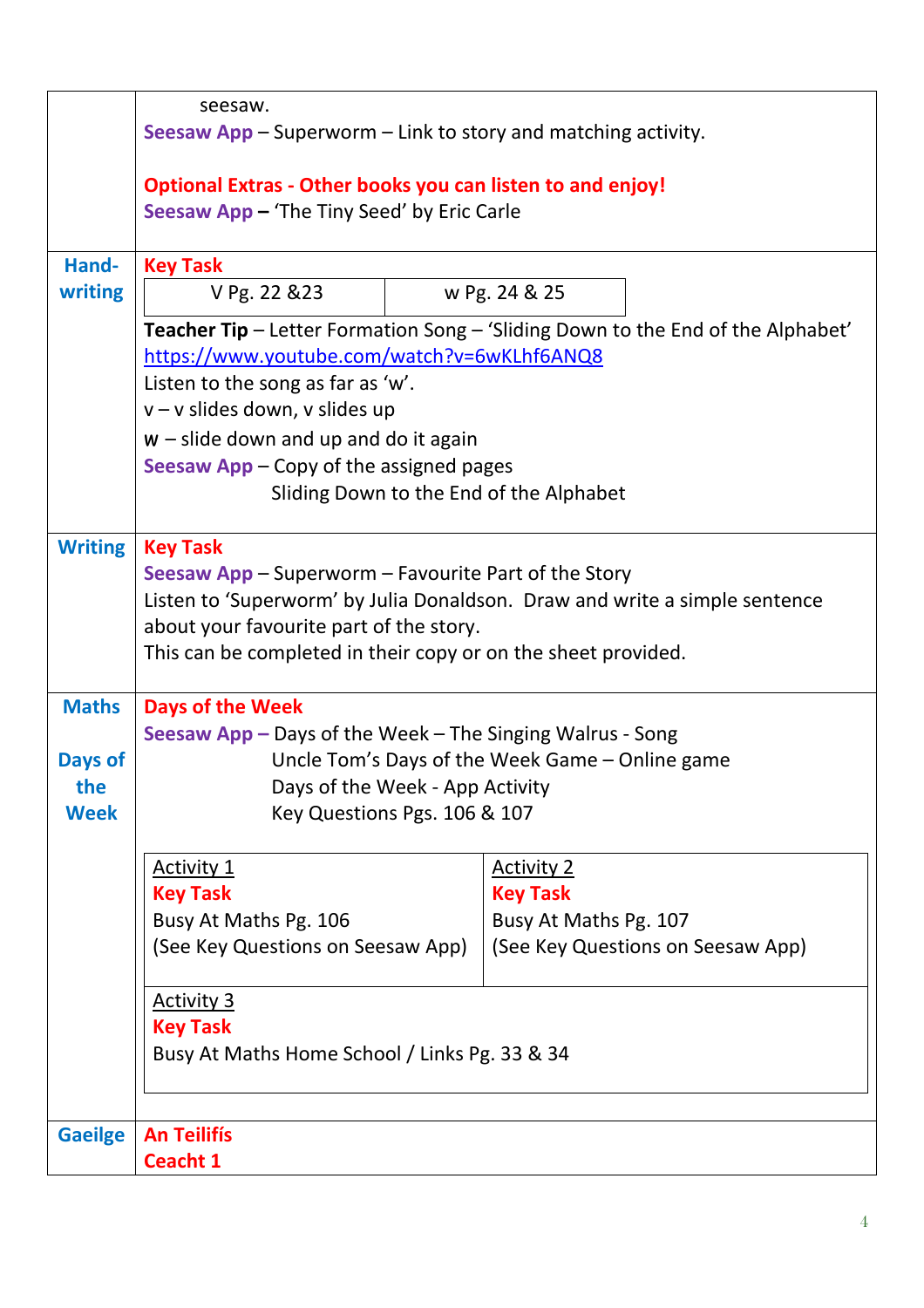| | |
|---|---|
| | seesaw.<br>**Seesaw App** – Superworm – Link to story and matching activity.<br><br>**Optional Extras - Other books you can listen to and enjoy!**<br>**Seesaw App –** 'The Tiny Seed' by Eric Carle |
| **Hand-writing** | **Key Task**<br><br>V Pg. 22 &23 / w Pg. 24 & 25<br><br>**Teacher Tip** – Letter Formation Song – 'Sliding Down to the End of the Alphabet'<br>https://www.youtube.com/watch?v=6wKLhf6ANQ8<br>Listen to the song as far as 'w'.<br>v – v slides down, v slides up<br>w – slide down and up and do it again<br>**Seesaw App** – Copy of the assigned pages<br>Sliding Down to the End of the Alphabet |
| **Writing** | **Key Task**<br>**Seesaw App** – Superworm – Favourite Part of the Story<br>Listen to 'Superworm' by Julia Donaldson. Draw and write a simple sentence about your favourite part of the story.<br>This can be completed in their copy or on the sheet provided. |
| **Maths**<br><br>**Days of the Week** | **Days of the Week**<br>**Seesaw App –** Days of the Week – The Singing Walrus - Song<br>Uncle Tom's Days of the Week Game – Online game<br>Days of the Week - App Activity<br>Key Questions Pgs. 106 & 107<br><br>Activity 1<br>**Key Task**<br>Busy At Maths Pg. 106<br>(See Key Questions on Seesaw App)<br><br>Activity 2<br>**Key Task**<br>Busy At Maths Pg. 107<br>(See Key Questions on Seesaw App)<br><br>Activity 3<br>**Key Task**<br>Busy At Maths Home School / Links Pg. 33 & 34 |
| **Gaeilge** | **An Teilifís**<br>**Ceacht 1** |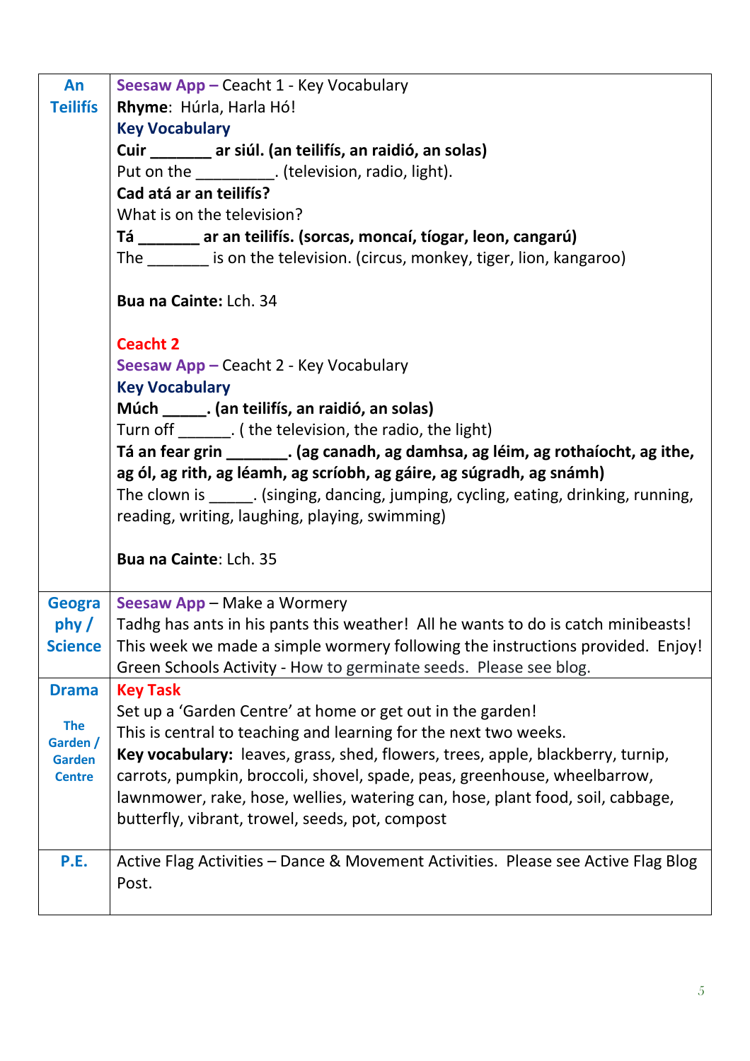| | |
|---|---|
| **An Teilifís** | **Seesaw App –** Ceacht 1 - Key Vocabulary<br>**Rhyme**: Húrla, Harla Hó!<br>**Key Vocabulary**<br>**Cuir _______ ar siúl. (an teilifís, an raidió, an solas)**<br>Put on the _________. (television, radio, light).<br>**Cad atá ar an teilifís?**<br>What is on the television?<br>**Tá _______ ar an teilifís. (sorcas, moncaí, tíogar, leon, cangarú)**<br>The _______ is on the television. (circus, monkey, tiger, lion, kangaroo)<br><br>**Bua na Cainte:** Lch. 34<br><br>**Ceacht 2**<br>**Seesaw App –** Ceacht 2 - Key Vocabulary<br>**Key Vocabulary**<br>**Múch _____. (an teilifís, an raidió, an solas)**<br>Turn off ______. ( the television, the radio, the light)<br>**Tá an fear grin _______. (ag canadh, ag damhsa, ag léim, ag rothaíocht, ag ithe, ag ól, ag rith, ag léamh, ag scríobh, ag gáire, ag súgradh, ag snámh)**<br>The clown is _____. (singing, dancing, jumping, cycling, eating, drinking, running, reading, writing, laughing, playing, swimming)<br><br>**Bua na Cainte**: Lch. 35 |
| **Geography / Science** | **Seesaw App** – Make a Wormery<br>Tadhg has ants in his pants this weather! All he wants to do is catch minibeasts! This week we made a simple wormery following the instructions provided. Enjoy!<br>Green Schools Activity - How to germinate seeds. Please see blog. |
| **Drama**<br><br>**The Garden / Garden Centre** | **Key Task**<br>Set up a 'Garden Centre' at home or get out in the garden!<br>This is central to teaching and learning for the next two weeks.<br>**Key vocabulary:** leaves, grass, shed, flowers, trees, apple, blackberry, turnip, carrots, pumpkin, broccoli, shovel, spade, peas, greenhouse, wheelbarrow, lawnmower, rake, hose, wellies, watering can, hose, plant food, soil, cabbage, butterfly, vibrant, trowel, seeds, pot, compost |
| **P.E.** | Active Flag Activities – Dance & Movement Activities. Please see Active Flag Blog Post. |